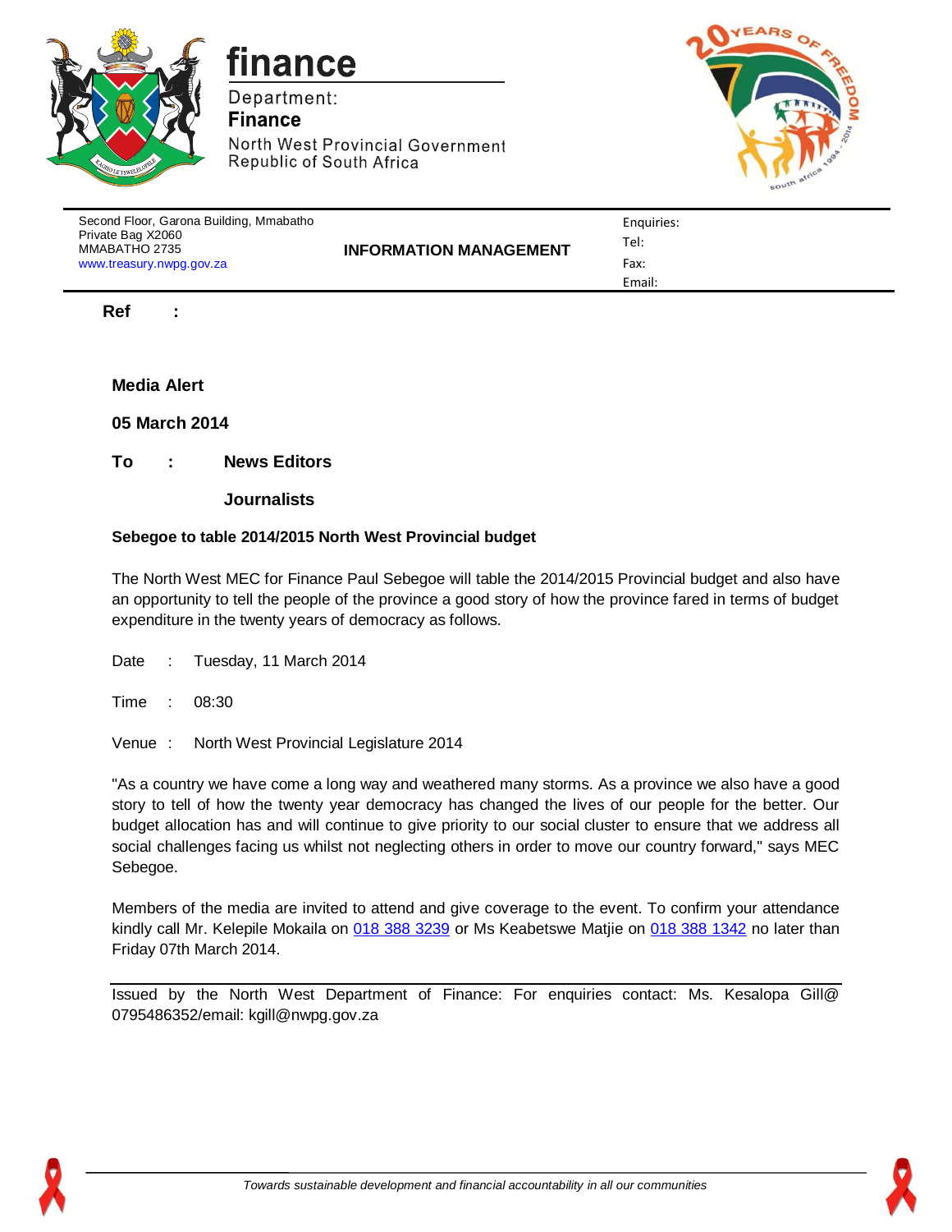finance

Department:
**Finance**
North West Provincial Government
Republic of South Africa

Second Floor, Garona Building, Mmabatho
Private Bag X2060
MMABATHO 2735
www.treasury.nwpg.gov.za

**INFORMATION MANAGEMENT**

Enquiries:
Tel:
Fax:
Email:

**Ref :**

**Media Alert**

**05 March 2014**

**To : News Editors**

**Journalists**

**Sebegoe to table 2014/2015 North West Provincial budget**

The North West MEC for Finance Paul Sebegoe will table the 2014/2015 Provincial budget and also have an opportunity to tell the people of the province a good story of how the province fared in terms of budget expenditure in the twenty years of democracy as follows.

Date : Tuesday, 11 March 2014

Time : 08:30

Venue : North West Provincial Legislature 2014

"As a country we have come a long way and weathered many storms. As a province we also have a good story to tell of how the twenty year democracy has changed the lives of our people for the better. Our budget allocation has and will continue to give priority to our social cluster to ensure that we address all social challenges facing us whilst not neglecting others in order to move our country forward," says MEC Sebegoe.

Members of the media are invited to attend and give coverage to the event. To confirm your attendance kindly call Mr. Kelepile Mokaila on 018 388 3239 or Ms Keabetswe Matjie on 018 388 1342 no later than Friday 07th March 2014.

Issued by the North West Department of Finance: For enquiries contact: Ms. Kesalopa Gill@ 0795486352/email: kgill@nwpg.gov.za

*Towards sustainable development and financial accountability in all our communities*